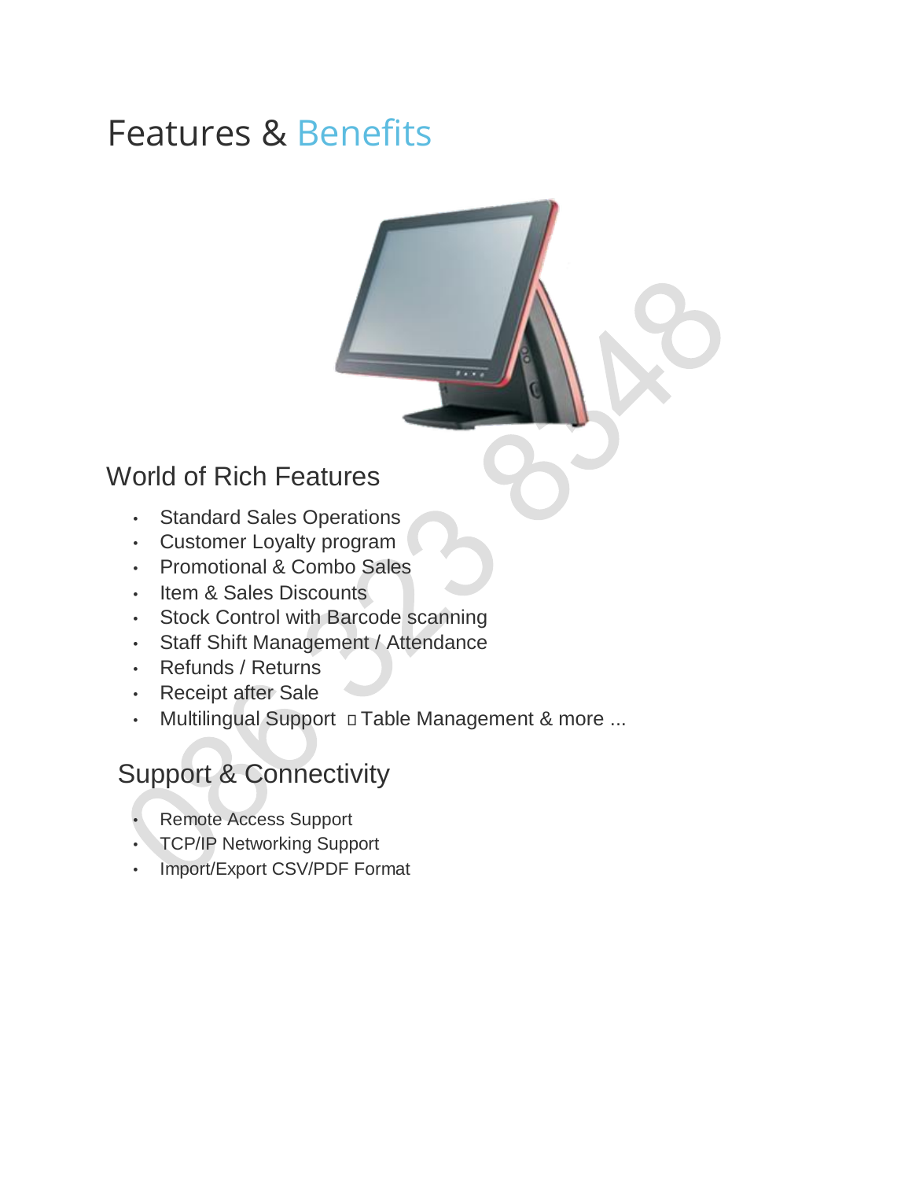# Features & Benefits

## World of Rich Features

- Standard Sales Operations
- Customer Loyalty program
- Promotional & Combo Sales
- Item & Sales Discounts
- Stock Control with Barcode scanning
- Staff Shift Management / Attendance
- Refunds / Returns
- Receipt after Sale
- Multilingual Support  Table Management & more ...

## Support & Connectivity

- Remote Access Support
- TCP/IP Networking Support
- Import/Export CSV/PDF Format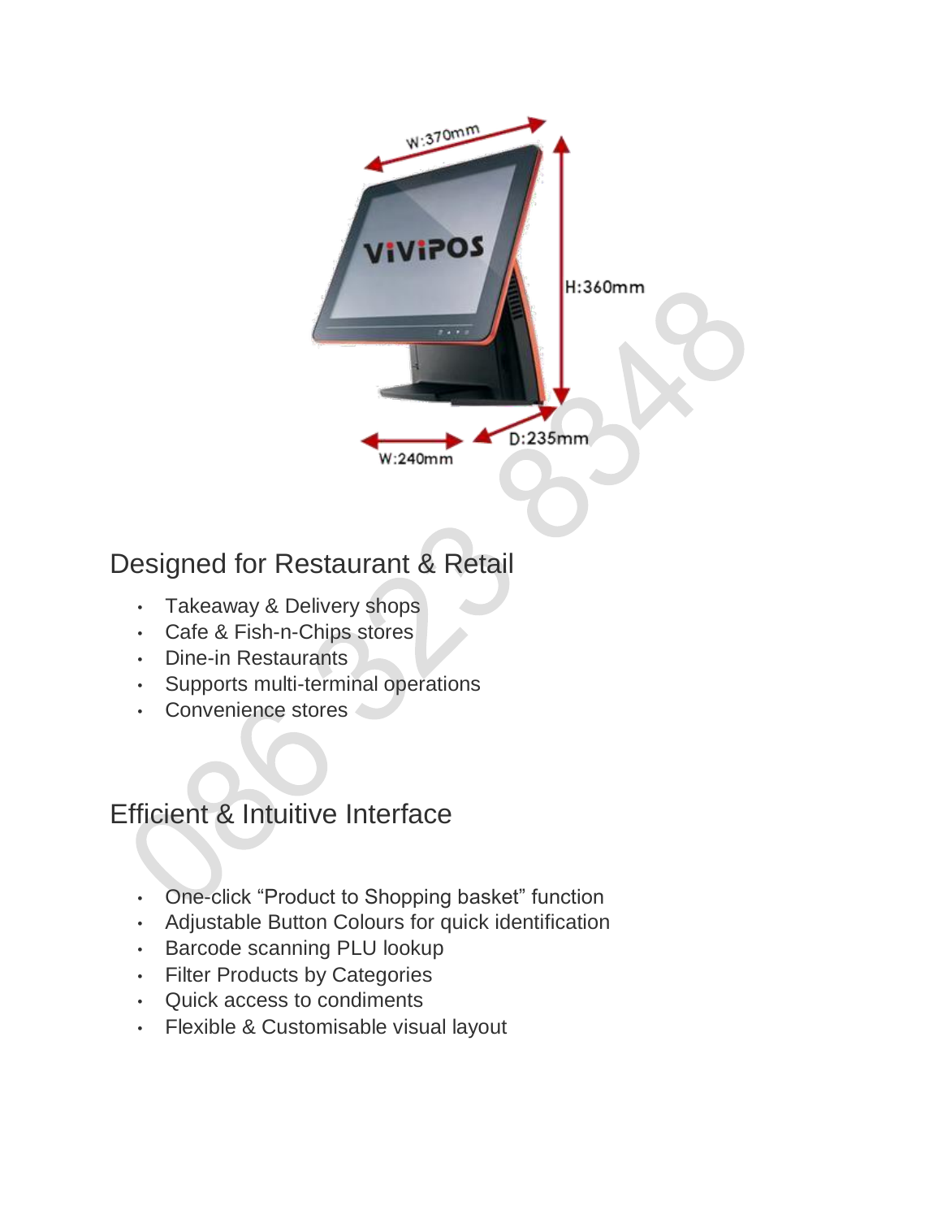## Designed for Restaurant & Retail

- Takeaway & Delivery shops
- Cafe & Fish-n-Chips stores
- Dine-in Restaurants
- Supports multi-terminal operations
- Convenience stores

## Efficient & Intuitive Interface

- One-click “Product to Shopping basket” function
- Adjustable Button Colours for quick identification
- Barcode scanning PLU lookup
- Filter Products by Categories
- Quick access to condiments
- Flexible & Customisable visual layout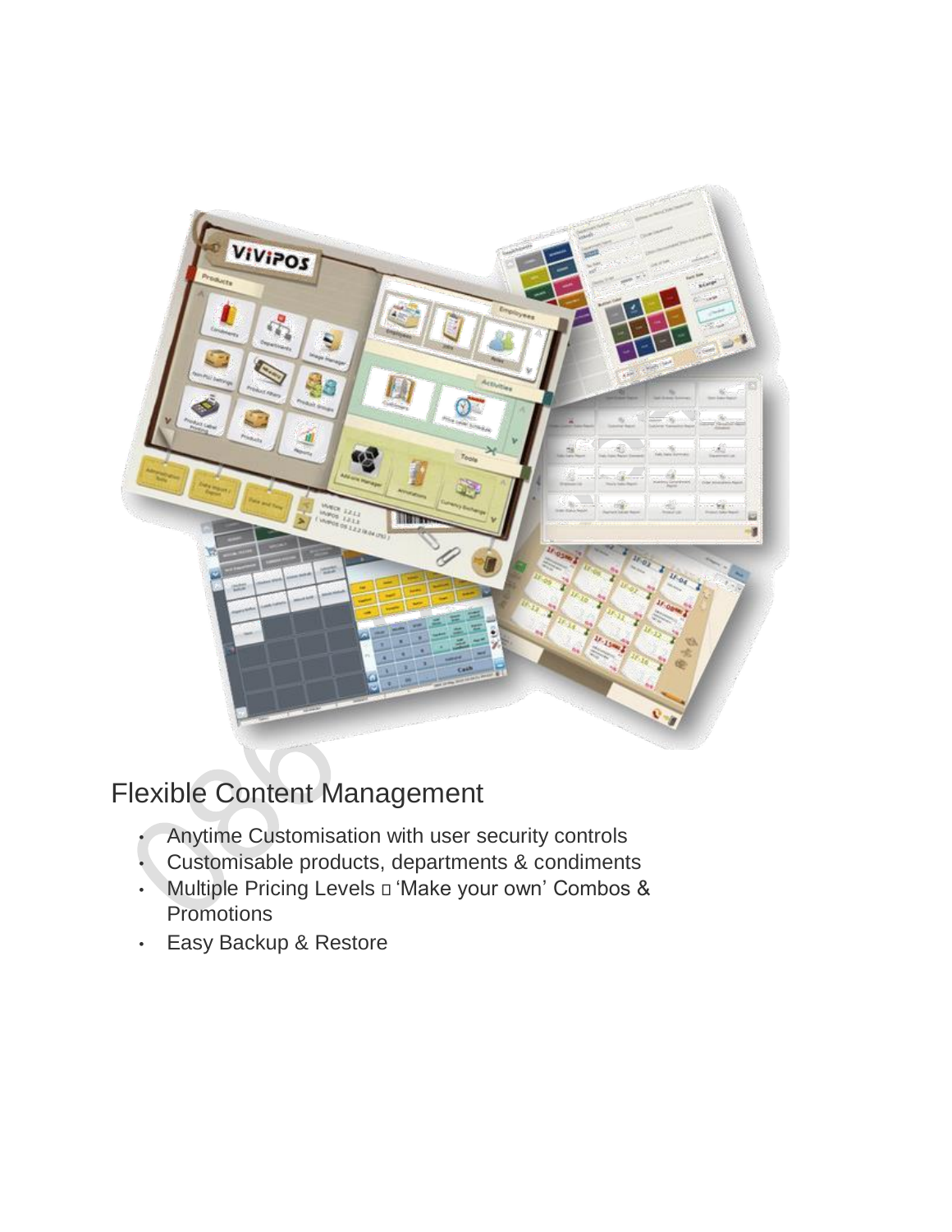## Flexible Content Management

- Anytime Customisation with user security controls
- Customisable products, departments & condiments
- Multiple Pricing Levels  ‘Make your own’ Combos & Promotions
- Easy Backup & Restore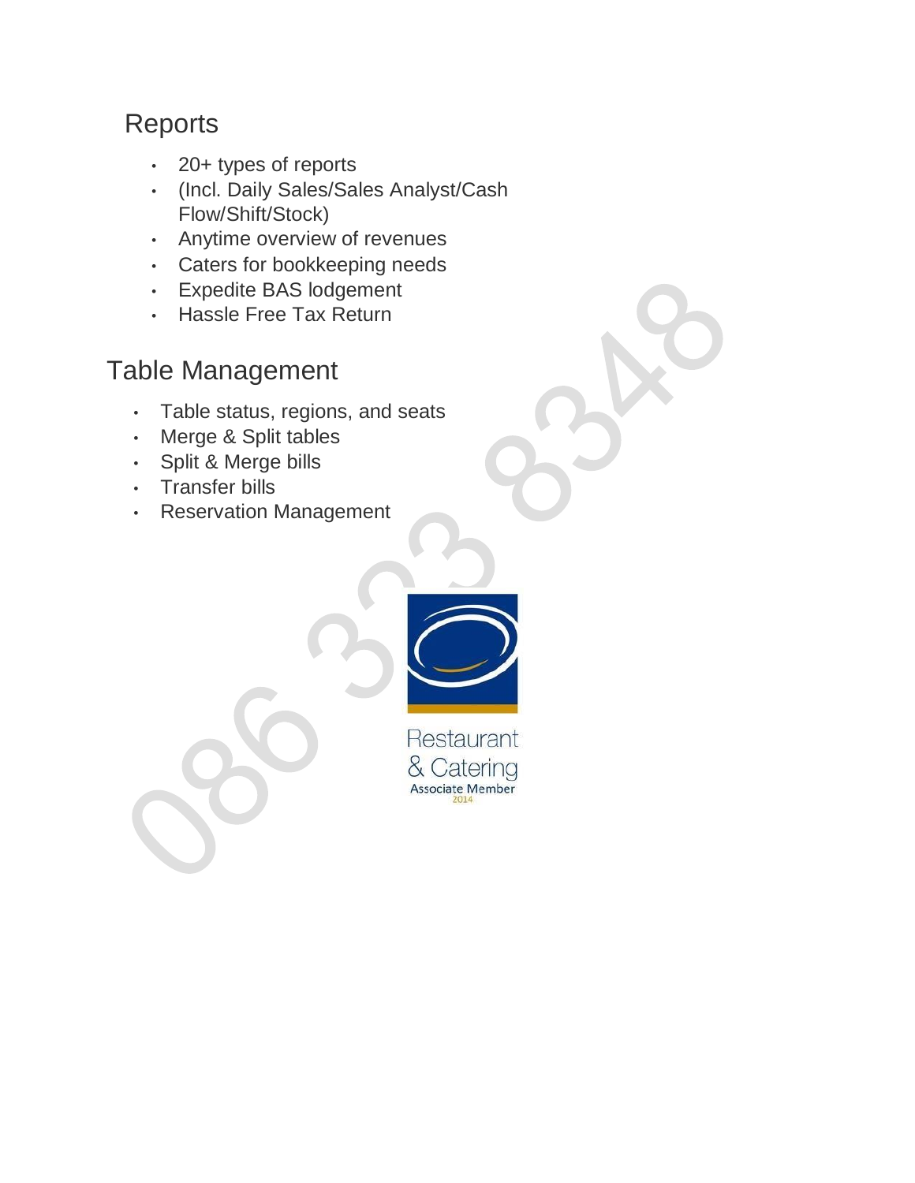## Reports

- 20+ types of reports
- (Incl. Daily Sales/Sales Analyst/Cash Flow/Shift/Stock)
- Anytime overview of revenues
- Caters for bookkeeping needs
- Expedite BAS lodgement
- Hassle Free Tax Return

## Table Management

- Table status, regions, and seats
- Merge & Split tables
- Split & Merge bills
- Transfer bills
- Reservation Management

Restaurant & Catering
Associate Member
2014